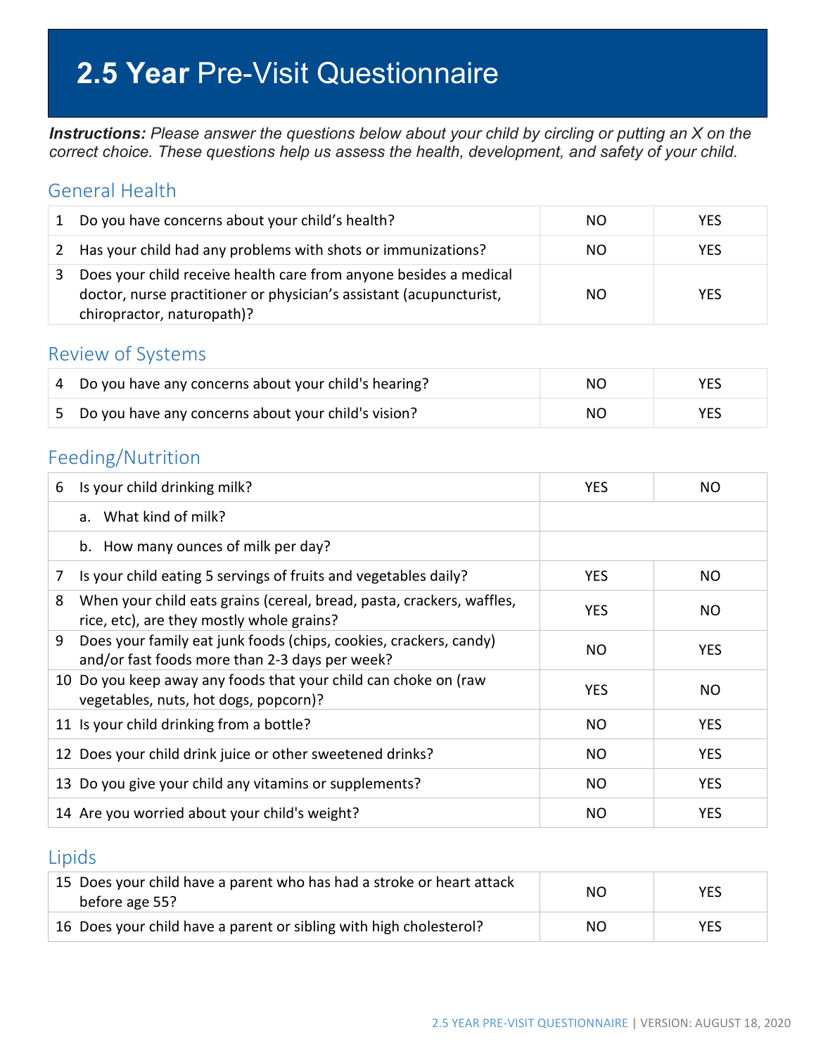# **2.5 Year** Pre-Visit Questionnaire

***Instructions:*** *Please answer the questions below about your child by circling or putting an X on the correct choice. These questions help us assess the health, development, and safety of your child.*

## General Health

| | | | |
|---|---|---|---|
| 1 | Do you have concerns about your child's health? | NO | YES |
| 2 | Has your child had any problems with shots or immunizations? | NO | YES |
| 3 | Does your child receive health care from anyone besides a medical doctor, nurse practitioner or physician's assistant (acupuncturist, chiropractor, naturopath)? | NO | YES |

## Review of Systems

| | | | |
|---|---|---|---|
| 4 | Do you have any concerns about your child's hearing? | NO | YES |
| 5 | Do you have any concerns about your child's vision? | NO | YES |

## Feeding/Nutrition

| | | | |
|---|---|---|---|
| 6 | Is your child drinking milk? | YES | NO |
| | a. What kind of milk? | | |
| | b. How many ounces of milk per day? | | |
| 7 | Is your child eating 5 servings of fruits and vegetables daily? | YES | NO |
| 8 | When your child eats grains (cereal, bread, pasta, crackers, waffles, rice, etc), are they mostly whole grains? | YES | NO |
| 9 | Does your family eat junk foods (chips, cookies, crackers, candy) and/or fast foods more than 2-3 days per week? | NO | YES |
| 10 | Do you keep away any foods that your child can choke on (raw vegetables, nuts, hot dogs, popcorn)? | YES | NO |
| 11 | Is your child drinking from a bottle? | NO | YES |
| 12 | Does your child drink juice or other sweetened drinks? | NO | YES |
| 13 | Do you give your child any vitamins or supplements? | NO | YES |
| 14 | Are you worried about your child's weight? | NO | YES |

## Lipids

| | | | |
|---|---|---|---|
| 15 | Does your child have a parent who has had a stroke or heart attack before age 55? | NO | YES |
| 16 | Does your child have a parent or sibling with high cholesterol? | NO | YES |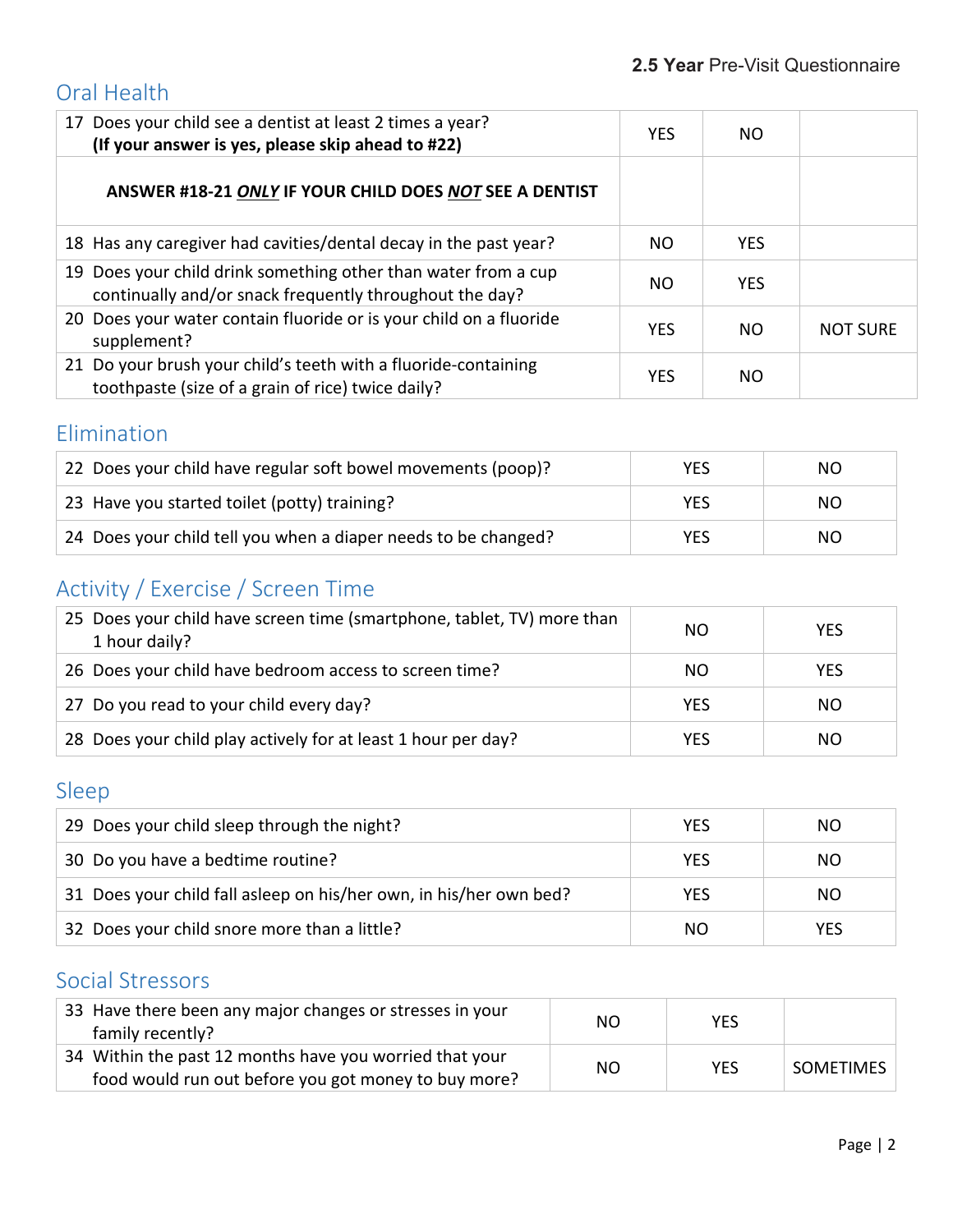## Oral Health

| | | | |
|---|---|---|---|
| 17 Does your child see a dentist at least 2 times a year? **(If your answer is yes, please skip ahead to #22)** | YES | NO | |
| **ANSWER #18-21 *ONLY* IF YOUR CHILD DOES *NOT* SEE A DENTIST** | | | |
| 18 Has any caregiver had cavities/dental decay in the past year? | NO | YES | |
| 19 Does your child drink something other than water from a cup continually and/or snack frequently throughout the day? | NO | YES | |
| 20 Does your water contain fluoride or is your child on a fluoride supplement? | YES | NO | NOT SURE |
| 21 Do your brush your child's teeth with a fluoride-containing toothpaste (size of a grain of rice) twice daily? | YES | NO | |

## Elimination

| | | |
|---|---|---|
| 22 Does your child have regular soft bowel movements (poop)? | YES | NO |
| 23 Have you started toilet (potty) training? | YES | NO |
| 24 Does your child tell you when a diaper needs to be changed? | YES | NO |

## Activity / Exercise / Screen Time

| | | |
|---|---|---|
| 25 Does your child have screen time (smartphone, tablet, TV) more than 1 hour daily? | NO | YES |
| 26 Does your child have bedroom access to screen time? | NO | YES |
| 27 Do you read to your child every day? | YES | NO |
| 28 Does your child play actively for at least 1 hour per day? | YES | NO |

## Sleep

| | | |
|---|---|---|
| 29 Does your child sleep through the night? | YES | NO |
| 30 Do you have a bedtime routine? | YES | NO |
| 31 Does your child fall asleep on his/her own, in his/her own bed? | YES | NO |
| 32 Does your child snore more than a little? | NO | YES |

## Social Stressors

| | | | |
|---|---|---|---|
| 33 Have there been any major changes or stresses in your family recently? | NO | YES | |
| 34 Within the past 12 months have you worried that your food would run out before you got money to buy more? | NO | YES | SOMETIMES |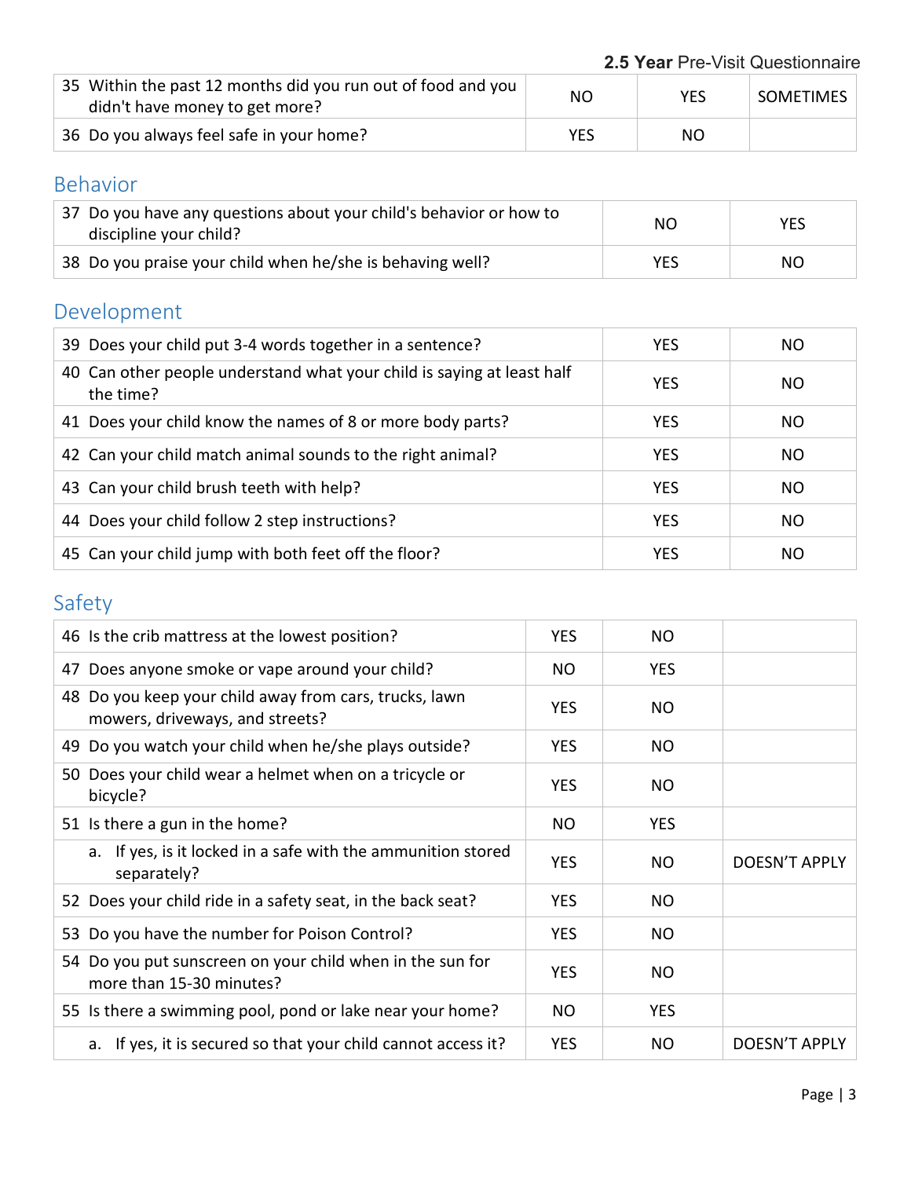| | | | |
|---|---|---|---|
| 35 Within the past 12 months did you run out of food and you didn't have money to get more? | NO | YES | SOMETIMES |
| 36 Do you always feel safe in your home? | YES | NO | |

## Behavior

| | | |
|---|---|---|
| 37 Do you have any questions about your child's behavior or how to discipline your child? | NO | YES |
| 38 Do you praise your child when he/she is behaving well? | YES | NO |

## Development

| | | |
|---|---|---|
| 39 Does your child put 3-4 words together in a sentence? | YES | NO |
| 40 Can other people understand what your child is saying at least half the time? | YES | NO |
| 41 Does your child know the names of 8 or more body parts? | YES | NO |
| 42 Can your child match animal sounds to the right animal? | YES | NO |
| 43 Can your child brush teeth with help? | YES | NO |
| 44 Does your child follow 2 step instructions? | YES | NO |
| 45 Can your child jump with both feet off the floor? | YES | NO |

## Safety

| | | | |
|---|---|---|---|
| 46 Is the crib mattress at the lowest position? | YES | NO | |
| 47 Does anyone smoke or vape around your child? | NO | YES | |
| 48 Do you keep your child away from cars, trucks, lawn mowers, driveways, and streets? | YES | NO | |
| 49 Do you watch your child when he/she plays outside? | YES | NO | |
| 50 Does your child wear a helmet when on a tricycle or bicycle? | YES | NO | |
| 51 Is there a gun in the home? | NO | YES | |
| a. If yes, is it locked in a safe with the ammunition stored separately? | YES | NO | DOESN'T APPLY |
| 52 Does your child ride in a safety seat, in the back seat? | YES | NO | |
| 53 Do you have the number for Poison Control? | YES | NO | |
| 54 Do you put sunscreen on your child when in the sun for more than 15-30 minutes? | YES | NO | |
| 55 Is there a swimming pool, pond or lake near your home? | NO | YES | |
| a. If yes, it is secured so that your child cannot access it? | YES | NO | DOESN'T APPLY |